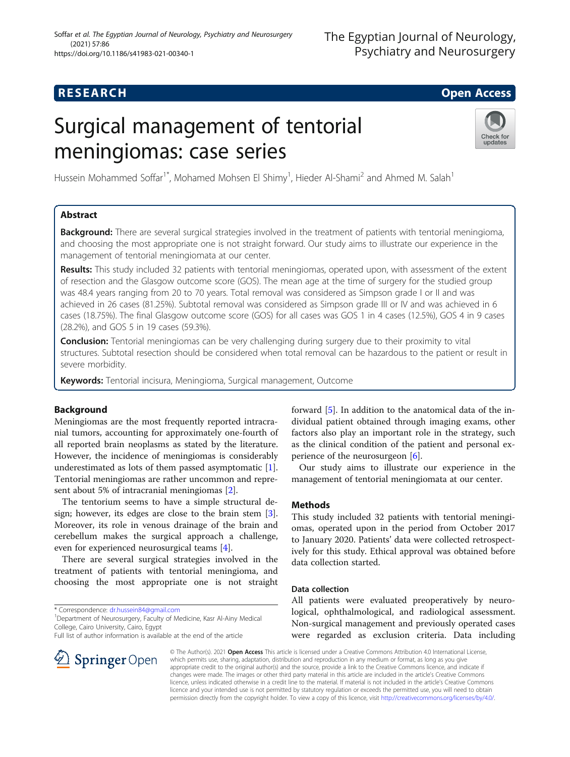RESEARCH Open Access

# Surgical management of tentorial meningiomas: case series

Hussein Mohammed Soffar[1*], Mohamed Mohsen El Shimy[1], Hieder Al-Shami[2] and Ahmed M. Salah[1]

## Abstract

**Background:** There are several surgical strategies involved in the treatment of patients with tentorial meningioma, and choosing the most appropriate one is not straight forward. Our study aims to illustrate our experience in the management of tentorial meningiomata at our center.

**Results:** This study included 32 patients with tentorial meningiomas, operated upon, with assessment of the extent of resection and the Glasgow outcome score (GOS). The mean age at the time of surgery for the studied group was 48.4 years ranging from 20 to 70 years. Total removal was considered as Simpson grade I or II and was achieved in 26 cases (81.25%). Subtotal removal was considered as Simpson grade III or IV and was achieved in 6 cases (18.75%). The final Glasgow outcome score (GOS) for all cases was GOS 1 in 4 cases (12.5%), GOS 4 in 9 cases (28.2%), and GOS 5 in 19 cases (59.3%).

**Conclusion:** Tentorial meningiomas can be very challenging during surgery due to their proximity to vital structures. Subtotal resection should be considered when total removal can be hazardous to the patient or result in severe morbidity.

**Keywords:** Tentorial incisura, Meningioma, Surgical management, Outcome

## Background

Meningiomas are the most frequently reported intracranial tumors, accounting for approximately one-fourth of all reported brain neoplasms as stated by the literature. However, the incidence of meningiomas is considerably underestimated as lots of them passed asymptomatic [1]. Tentorial meningiomas are rather uncommon and represent about 5% of intracranial meningiomas [2].

The tentorium seems to have a simple structural design; however, its edges are close to the brain stem [3]. Moreover, its role in venous drainage of the brain and cerebellum makes the surgical approach a challenge, even for experienced neurosurgical teams [4].

There are several surgical strategies involved in the treatment of patients with tentorial meningioma, and choosing the most appropriate one is not straight forward [5]. In addition to the anatomical data of the individual patient obtained through imaging exams, other factors also play an important role in the strategy, such as the clinical condition of the patient and personal experience of the neurosurgeon [6].

Our study aims to illustrate our experience in the management of tentorial meningiomata at our center.

## Methods

This study included 32 patients with tentorial meningiomas, operated upon in the period from October 2017 to January 2020. Patients' data were collected retrospectively for this study. Ethical approval was obtained before data collection started.

### Data collection

All patients were evaluated preoperatively by neurological, ophthalmological, and radiological assessment. Non-surgical management and previously operated cases were regarded as exclusion criteria. Data including

\* Correspondence: dr.hussein84@gmail.com
[1]Department of Neurosurgery, Faculty of Medicine, Kasr Al-Ainy Medical College, Cairo University, Cairo, Egypt
Full list of author information is available at the end of the article

© The Author(s). 2021 **Open Access** This article is licensed under a Creative Commons Attribution 4.0 International License, which permits use, sharing, adaptation, distribution and reproduction in any medium or format, as long as you give appropriate credit to the original author(s) and the source, provide a link to the Creative Commons licence, and indicate if changes were made. The images or other third party material in this article are included in the article's Creative Commons licence, unless indicated otherwise in a credit line to the material. If material is not included in the article's Creative Commons licence and your intended use is not permitted by statutory regulation or exceeds the permitted use, you will need to obtain permission directly from the copyright holder. To view a copy of this licence, visit http://creativecommons.org/licenses/by/4.0/.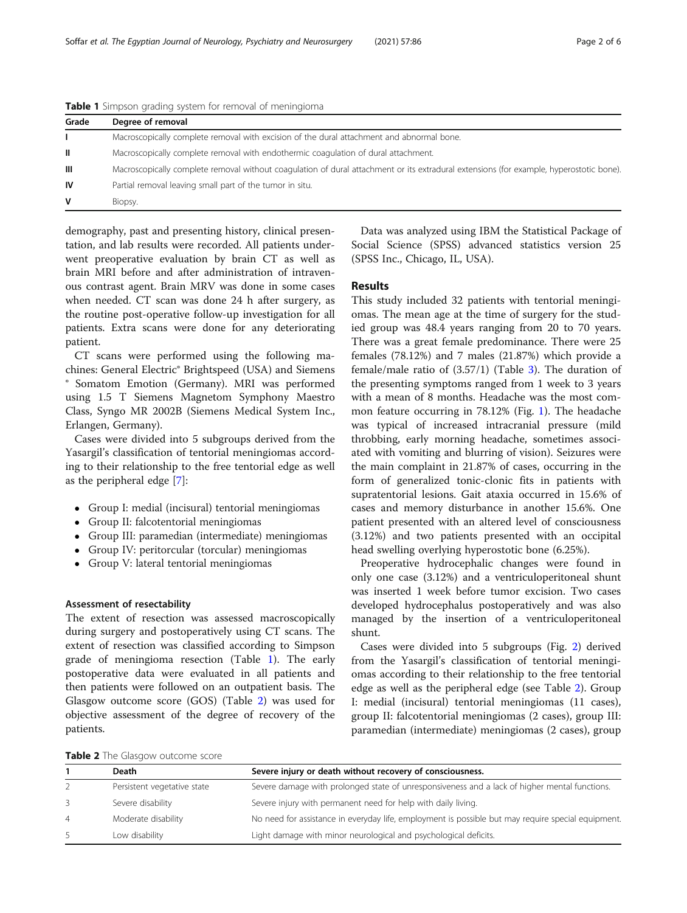**Table 1** Simpson grading system for removal of meningioma

| Grade | Degree of removal |
|---|---|
| I | Macroscopically complete removal with excision of the dural attachment and abnormal bone. |
| II | Macroscopically complete removal with endothermic coagulation of dural attachment. |
| III | Macroscopically complete removal without coagulation of dural attachment or its extradural extensions (for example, hyperostotic bone). |
| IV | Partial removal leaving small part of the tumor in situ. |
| V | Biopsy. |

demography, past and presenting history, clinical presentation, and lab results were recorded. All patients underwent preoperative evaluation by brain CT as well as brain MRI before and after administration of intravenous contrast agent. Brain MRV was done in some cases when needed. CT scan was done 24 h after surgery, as the routine post-operative follow-up investigation for all patients. Extra scans were done for any deteriorating patient.

CT scans were performed using the following machines: General Electric® Brightspeed (USA) and Siemens ® Somatom Emotion (Germany). MRI was performed using 1.5 T Siemens Magnetom Symphony Maestro Class, Syngo MR 2002B (Siemens Medical System Inc., Erlangen, Germany).

Cases were divided into 5 subgroups derived from the Yasargil's classification of tentorial meningiomas according to their relationship to the free tentorial edge as well as the peripheral edge [7]:

- Group I: medial (incisural) tentorial meningiomas
- Group II: falcotentorial meningiomas
- Group III: paramedian (intermediate) meningiomas
- Group IV: peritorcular (torcular) meningiomas
- Group V: lateral tentorial meningiomas

### Assessment of resectability

The extent of resection was assessed macroscopically during surgery and postoperatively using CT scans. The extent of resection was classified according to Simpson grade of meningioma resection (Table 1). The early postoperative data were evaluated in all patients and then patients were followed on an outpatient basis. The Glasgow outcome score (GOS) (Table 2) was used for objective assessment of the degree of recovery of the patients.

Data was analyzed using IBM the Statistical Package of Social Science (SPSS) advanced statistics version 25 (SPSS Inc., Chicago, IL, USA).

## Results

This study included 32 patients with tentorial meningiomas. The mean age at the time of surgery for the studied group was 48.4 years ranging from 20 to 70 years. There was a great female predominance. There were 25 females (78.12%) and 7 males (21.87%) which provide a female/male ratio of (3.57/1) (Table 3). The duration of the presenting symptoms ranged from 1 week to 3 years with a mean of 8 months. Headache was the most common feature occurring in 78.12% (Fig. 1). The headache was typical of increased intracranial pressure (mild throbbing, early morning headache, sometimes associated with vomiting and blurring of vision). Seizures were the main complaint in 21.87% of cases, occurring in the form of generalized tonic-clonic fits in patients with supratentorial lesions. Gait ataxia occurred in 15.6% of cases and memory disturbance in another 15.6%. One patient presented with an altered level of consciousness (3.12%) and two patients presented with an occipital head swelling overlying hyperostotic bone (6.25%).

Preoperative hydrocephalic changes were found in only one case (3.12%) and a ventriculoperitoneal shunt was inserted 1 week before tumor excision. Two cases developed hydrocephalus postoperatively and was also managed by the insertion of a ventriculoperitoneal shunt.

Cases were divided into 5 subgroups (Fig. 2) derived from the Yasargil's classification of tentorial meningiomas according to their relationship to the free tentorial edge as well as the peripheral edge (see Table 2). Group I: medial (incisural) tentorial meningiomas (11 cases), group II: falcotentorial meningiomas (2 cases), group III: paramedian (intermediate) meningiomas (2 cases), group

**Table 2** The Glasgow outcome score

| 1 | Death | Severe injury or death without recovery of consciousness. |
|---|---|---|
| 2 | Persistent vegetative state | Severe damage with prolonged state of unresponsiveness and a lack of higher mental functions. |
| 3 | Severe disability | Severe injury with permanent need for help with daily living. |
| 4 | Moderate disability | No need for assistance in everyday life, employment is possible but may require special equipment. |
| 5 | Low disability | Light damage with minor neurological and psychological deficits. |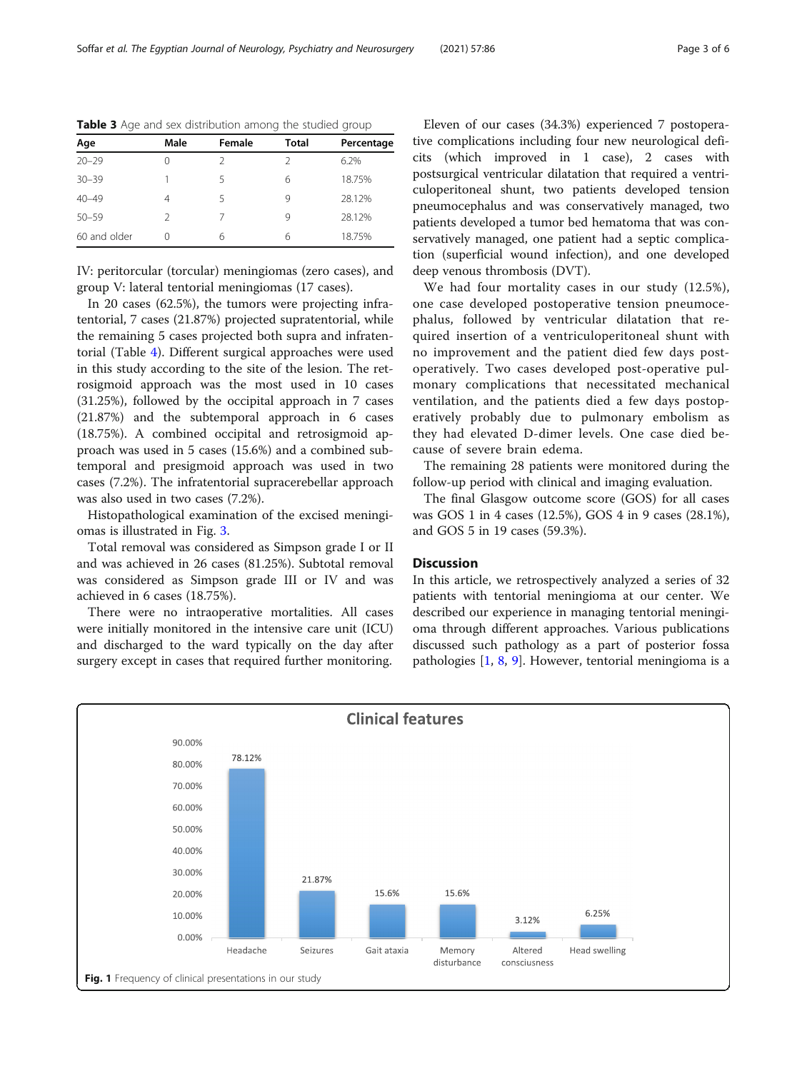**Table 3** Age and sex distribution among the studied group

| Age | Male | Female | Total | Percentage |
|---|---|---|---|---|
| 20–29 | 0 | 2 | 2 | 6.2% |
| 30–39 | 1 | 5 | 6 | 18.75% |
| 40–49 | 4 | 5 | 9 | 28.12% |
| 50–59 | 2 | 7 | 9 | 28.12% |
| 60 and older | 0 | 6 | 6 | 18.75% |

IV: peritorcular (torcular) meningiomas (zero cases), and group V: lateral tentorial meningiomas (17 cases).

In 20 cases (62.5%), the tumors were projecting infratentorial, 7 cases (21.87%) projected supratentorial, while the remaining 5 cases projected both supra and infratentorial (Table 4). Different surgical approaches were used in this study according to the site of the lesion. The retrosigmoid approach was the most used in 10 cases (31.25%), followed by the occipital approach in 7 cases (21.87%) and the subtemporal approach in 6 cases (18.75%). A combined occipital and retrosigmoid approach was used in 5 cases (15.6%) and a combined subtemporal and presigmoid approach was used in two cases (7.2%). The infratentorial supracerebellar approach was also used in two cases (7.2%).

Histopathological examination of the excised meningiomas is illustrated in Fig. 3.

Total removal was considered as Simpson grade I or II and was achieved in 26 cases (81.25%). Subtotal removal was considered as Simpson grade III or IV and was achieved in 6 cases (18.75%).

There were no intraoperative mortalities. All cases were initially monitored in the intensive care unit (ICU) and discharged to the ward typically on the day after surgery except in cases that required further monitoring. Eleven of our cases (34.3%) experienced 7 postoperative complications including four new neurological deficits (which improved in 1 case), 2 cases with postsurgical ventricular dilatation that required a ventriculoperitoneal shunt, two patients developed tension pneumocephalus and was conservatively managed, two patients developed a tumor bed hematoma that was conservatively managed, one patient had a septic complication (superficial wound infection), and one developed deep venous thrombosis (DVT).

We had four mortality cases in our study (12.5%), one case developed postoperative tension pneumocephalus, followed by ventricular dilatation that required insertion of a ventriculoperitoneal shunt with no improvement and the patient died few days postoperatively. Two cases developed post-operative pulmonary complications that necessitated mechanical ventilation, and the patients died a few days postoperatively probably due to pulmonary embolism as they had elevated D-dimer levels. One case died because of severe brain edema.

The remaining 28 patients were monitored during the follow-up period with clinical and imaging evaluation.

The final Glasgow outcome score (GOS) for all cases was GOS 1 in 4 cases (12.5%), GOS 4 in 9 cases (28.1%), and GOS 5 in 19 cases (59.3%).

## Discussion

In this article, we retrospectively analyzed a series of 32 patients with tentorial meningioma at our center. We described our experience in managing tentorial meningioma through different approaches. Various publications discussed such pathology as a part of posterior fossa pathologies [1, 8, 9]. However, tentorial meningioma is a

**Clinical features**

| Clinical feature | Percentage |
|---|---|
| Headache | 78.12% |
| Seizures | 21.87% |
| Gait ataxia | 15.6% |
| Memory disturbance | 15.6% |
| Altered consciusness | 3.12% |
| Head swelling | 6.25% |

**Fig. 1** Frequency of clinical presentations in our study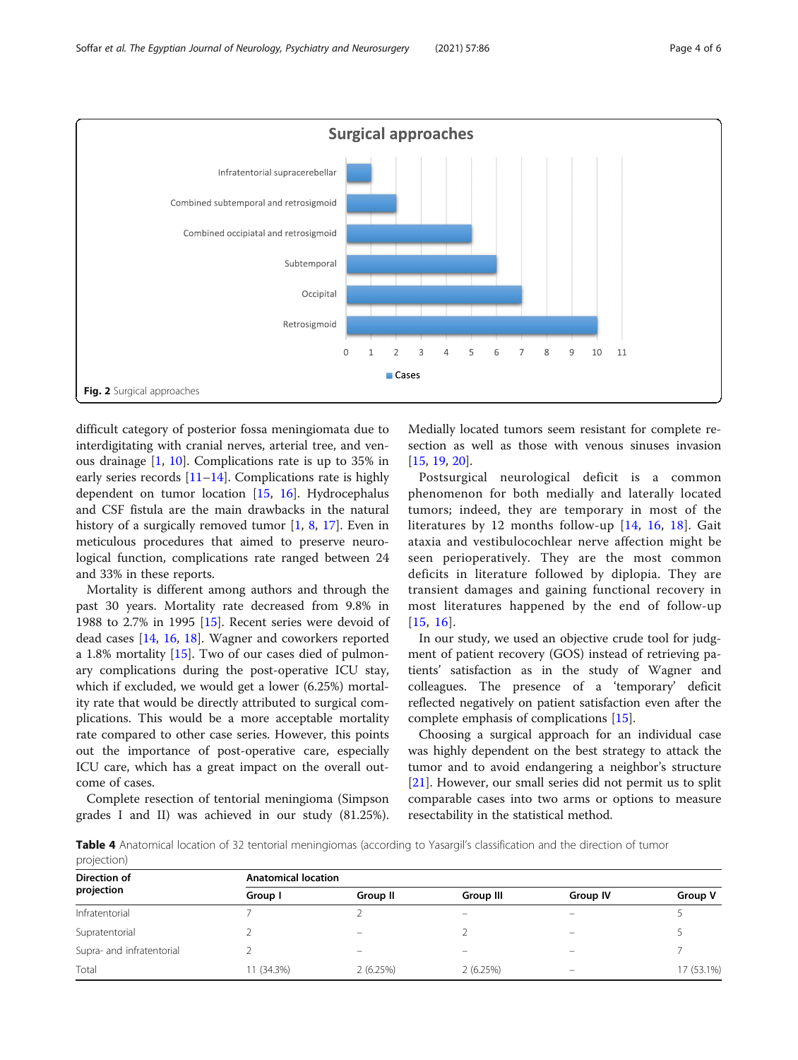Fig. 2 Surgical approaches

difficult category of posterior fossa meningiomata due to interdigitating with cranial nerves, arterial tree, and venous drainage [1, 10]. Complications rate is up to 35% in early series records [11–14]. Complications rate is highly dependent on tumor location [15, 16]. Hydrocephalus and CSF fistula are the main drawbacks in the natural history of a surgically removed tumor [1, 8, 17]. Even in meticulous procedures that aimed to preserve neurological function, complications rate ranged between 24 and 33% in these reports.

Mortality is different among authors and through the past 30 years. Mortality rate decreased from 9.8% in 1988 to 2.7% in 1995 [15]. Recent series were devoid of dead cases [14, 16, 18]. Wagner and coworkers reported a 1.8% mortality [15]. Two of our cases died of pulmonary complications during the post-operative ICU stay, which if excluded, we would get a lower (6.25%) mortality rate that would be directly attributed to surgical complications. This would be a more acceptable mortality rate compared to other case series. However, this points out the importance of post-operative care, especially ICU care, which has a great impact on the overall outcome of cases.

Complete resection of tentorial meningioma (Simpson grades I and II) was achieved in our study (81.25%). Medially located tumors seem resistant for complete resection as well as those with venous sinuses invasion [15, 19, 20].

Postsurgical neurological deficit is a common phenomenon for both medially and laterally located tumors; indeed, they are temporary in most of the literatures by 12 months follow-up [14, 16, 18]. Gait ataxia and vestibulocochlear nerve affection might be seen perioperatively. They are the most common deficits in literature followed by diplopia. They are transient damages and gaining functional recovery in most literatures happened by the end of follow-up [15, 16].

In our study, we used an objective crude tool for judgment of patient recovery (GOS) instead of retrieving patients' satisfaction as in the study of Wagner and colleagues. The presence of a 'temporary' deficit reflected negatively on patient satisfaction even after the complete emphasis of complications [15].

Choosing a surgical approach for an individual case was highly dependent on the best strategy to attack the tumor and to avoid endangering a neighbor's structure [21]. However, our small series did not permit us to split comparable cases into two arms or options to measure resectability in the statistical method.

**Table 4** Anatomical location of 32 tentorial meningiomas (according to Yasargil's classification and the direction of tumor projection)

| Direction of projection | Anatomical location | | | | |
|---|---|---|---|---|---|
| | Group I | Group II | Group III | Group IV | Group V |
| Infratentorial | 7 | 2 | – | – | 5 |
| Supratentorial | 2 | – | 2 | – | 5 |
| Supra- and infratentorial | 2 | – | – | – | 7 |
| Total | 11 (34.3%) | 2 (6.25%) | 2 (6.25%) | – | 17 (53.1%) |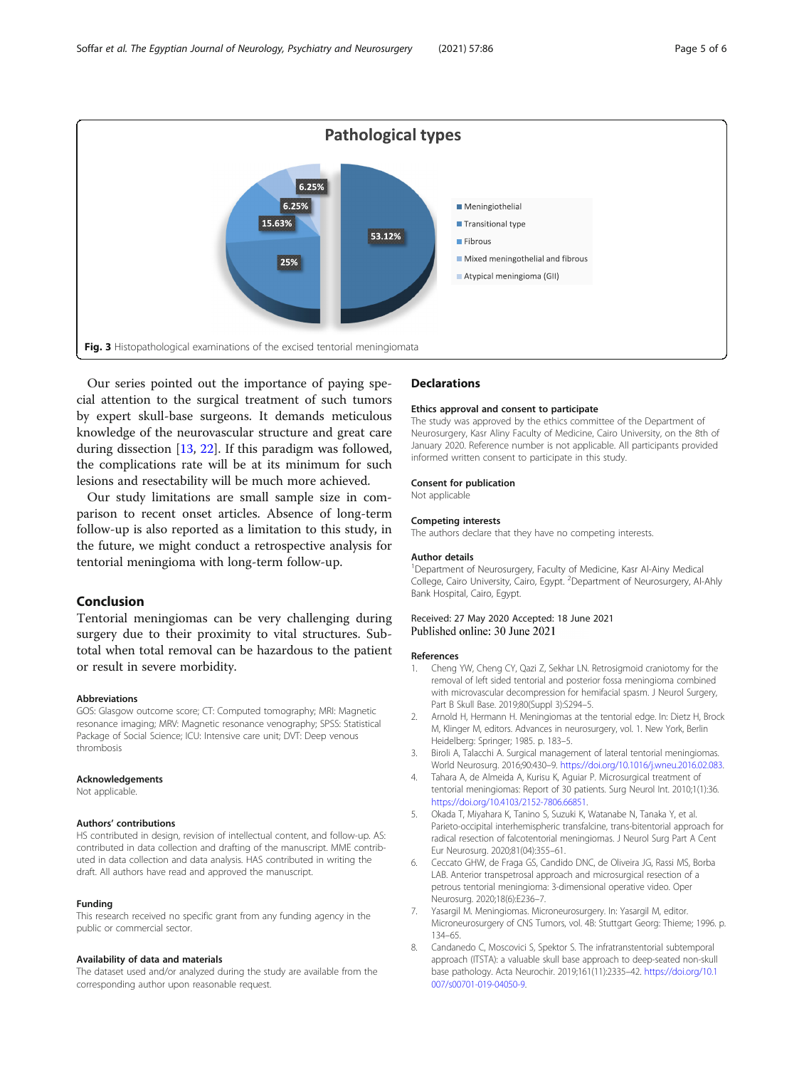Fig. 3 Histopathological examinations of the excised tentorial meningiomata

Our series pointed out the importance of paying special attention to the surgical treatment of such tumors by expert skull-base surgeons. It demands meticulous knowledge of the neurovascular structure and great care during dissection [13, 22]. If this paradigm was followed, the complications rate will be at its minimum for such lesions and resectability will be much more achieved.

Our study limitations are small sample size in comparison to recent onset articles. Absence of long-term follow-up is also reported as a limitation to this study, in the future, we might conduct a retrospective analysis for tentorial meningioma with long-term follow-up.

## Conclusion

Tentorial meningiomas can be very challenging during surgery due to their proximity to vital structures. Subtotal when total removal can be hazardous to the patient or result in severe morbidity.

### Abbreviations

GOS: Glasgow outcome score; CT: Computed tomography; MRI: Magnetic resonance imaging; MRV: Magnetic resonance venography; SPSS: Statistical Package of Social Science; ICU: Intensive care unit; DVT: Deep venous thrombosis

### Acknowledgements

Not applicable.

### Authors' contributions

HS contributed in design, revision of intellectual content, and follow-up. AS: contributed in data collection and drafting of the manuscript. MME contributed in data collection and data analysis. HAS contributed in writing the draft. All authors have read and approved the manuscript.

### Funding

This research received no specific grant from any funding agency in the public or commercial sector.

### Availability of data and materials

The dataset used and/or analyzed during the study are available from the corresponding author upon reasonable request.

## Declarations

### Ethics approval and consent to participate

The study was approved by the ethics committee of the Department of Neurosurgery, Kasr Aliny Faculty of Medicine, Cairo University, on the 8th of January 2020. Reference number is not applicable. All participants provided informed written consent to participate in this study.

### Consent for publication

Not applicable

### Competing interests

The authors declare that they have no competing interests.

### Author details

[1]Department of Neurosurgery, Faculty of Medicine, Kasr Al-Ainy Medical College, Cairo University, Cairo, Egypt. [2]Department of Neurosurgery, Al-Ahly Bank Hospital, Cairo, Egypt.

Received: 27 May 2020 Accepted: 18 June 2021
Published online: 30 June 2021

### References

1. Cheng YW, Cheng CY, Qazi Z, Sekhar LN. Retrosigmoid craniotomy for the removal of left sided tentorial and posterior fossa meningioma combined with microvascular decompression for hemifacial spasm. J Neurol Surgery, Part B Skull Base. 2019;80(Suppl 3):S294–5.
2. Arnold H, Hermann H. Meningiomas at the tentorial edge. In: Dietz H, Brock M, Klinger M, editors. Advances in neurosurgery, vol. 1. New York, Berlin Heidelberg: Springer; 1985. p. 183–5.
3. Biroli A, Talacchi A. Surgical management of lateral tentorial meningiomas. World Neurosurg. 2016;90:430–9. https://doi.org/10.1016/j.wneu.2016.02.083.
4. Tahara A, de Almeida A, Kurisu K, Aguiar P. Microsurgical treatment of tentorial meningiomas: Report of 30 patients. Surg Neurol Int. 2010;1(1):36. https://doi.org/10.4103/2152-7806.66851.
5. Okada T, Miyahara K, Tanino S, Suzuki K, Watanabe N, Tanaka Y, et al. Parieto-occipital interhemispheric transfalcine, trans-bitentorial approach for radical resection of falcotentorial meningiomas. J Neurol Surg Part A Cent Eur Neurosurg. 2020;81(04):355–61.
6. Ceccato GHW, de Fraga GS, Candido DNC, de Oliveira JG, Rassi MS, Borba LAB. Anterior transpetrosal approach and microsurgical resection of a petrous tentorial meningioma: 3-dimensional operative video. Oper Neurosurg. 2020;18(6):E236–7.
7. Yasargil M. Meningiomas. Microneurosurgery. In: Yasargil M, editor. Microneurosurgery of CNS Tumors, vol. 4B: Stuttgart Georg: Thieme; 1996. p. 134–65.
8. Candanedo C, Moscovici S, Spektor S. The infratranstentorial subtemporal approach (ITSTA): a valuable skull base approach to deep-seated non-skull base pathology. Acta Neurochir. 2019;161(11):2335–42. https://doi.org/10.1007/s00701-019-04050-9.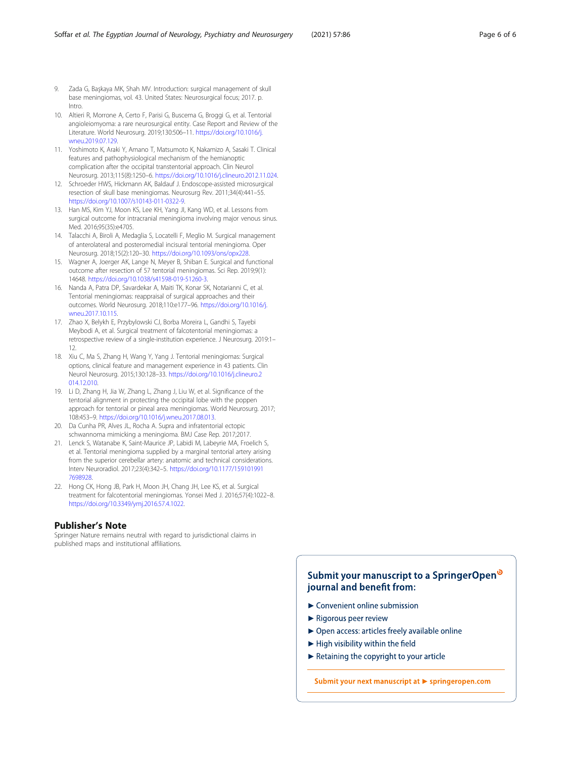9. Zada G, Başkaya MK, Shah MV. Introduction: surgical management of skull base meningiomas, vol. 43. United States: Neurosurgical focus; 2017. p. Intro.
10. Altieri R, Morrone A, Certo F, Parisi G, Buscema G, Broggi G, et al. Tentorial angioleiomyoma: a rare neurosurgical entity. Case Report and Review of the Literature. World Neurosurg. 2019;130:506–11. https://doi.org/10.1016/j.wneu.2019.07.129.
11. Yoshimoto K, Araki Y, Amano T, Matsumoto K, Nakamizo A, Sasaki T. Clinical features and pathophysiological mechanism of the hemianoptic complication after the occipital transtentorial approach. Clin Neurol Neurosurg. 2013;115(8):1250–6. https://doi.org/10.1016/j.clineuro.2012.11.024.
12. Schroeder HWS, Hickmann AK, Baldauf J. Endoscope-assisted microsurgical resection of skull base meningiomas. Neurosurg Rev. 2011;34(4):441–55. https://doi.org/10.1007/s10143-011-0322-9.
13. Han MS, Kim YJ, Moon KS, Lee KH, Yang JI, Kang WD, et al. Lessons from surgical outcome for intracranial meningioma involving major venous sinus. Med. 2016;95(35):e4705.
14. Talacchi A, Biroli A, Medaglia S, Locatelli F, Meglio M. Surgical management of anterolateral and posteromedial incisural tentorial meningioma. Oper Neurosurg. 2018;15(2):120–30. https://doi.org/10.1093/ons/opx228.
15. Wagner A, Joerger AK, Lange N, Meyer B, Shiban E. Surgical and functional outcome after resection of 57 tentorial meningiomas. Sci Rep. 2019;9(1):14648. https://doi.org/10.1038/s41598-019-51260-3.
16. Nanda A, Patra DP, Savardekar A, Maiti TK, Konar SK, Notarianni C, et al. Tentorial meningiomas: reappraisal of surgical approaches and their outcomes. World Neurosurg. 2018;110:e177–96. https://doi.org/10.1016/j.wneu.2017.10.115.
17. Zhao X, Belykh E, Przybylowski CJ, Borba Moreira L, Gandhi S, Tayebi Meybodi A, et al. Surgical treatment of falcotentorial meningiomas: a retrospective review of a single-institution experience. J Neurosurg. 2019:1–12.
18. Xiu C, Ma S, Zhang H, Wang Y, Yang J. Tentorial meningiomas: Surgical options, clinical feature and management experience in 43 patients. Clin Neurol Neurosurg. 2015;130:128–33. https://doi.org/10.1016/j.clineuro.2014.12.010.
19. Li D, Zhang H, Jia W, Zhang L, Zhang J, Liu W, et al. Significance of the tentorial alignment in protecting the occipital lobe with the poppen approach for tentorial or pineal area meningiomas. World Neurosurg. 2017;108:453–9. https://doi.org/10.1016/j.wneu.2017.08.013.
20. Da Cunha PR, Alves JL, Rocha A. Supra and infratentorial ectopic schwannoma mimicking a meningioma. BMJ Case Rep. 2017;2017.
21. Lenck S, Watanabe K, Saint-Maurice JP, Labidi M, Labeyrie MA, Froelich S, et al. Tentorial meningioma supplied by a marginal tentorial artery arising from the superior cerebellar artery: anatomic and technical considerations. Interv Neuroradiol. 2017;23(4):342–5. https://doi.org/10.1177/1591019917698928.
22. Hong CK, Hong JB, Park H, Moon JH, Chang JH, Lee KS, et al. Surgical treatment for falcotentorial meningiomas. Yonsei Med J. 2016;57(4):1022–8. https://doi.org/10.3349/ymj.2016.57.4.1022.

## Publisher's Note

Springer Nature remains neutral with regard to jurisdictional claims in published maps and institutional affiliations.

**Submit your manuscript to a SpringerOpen journal and benefit from:**

- ► Convenient online submission
- ► Rigorous peer review
- ► Open access: articles freely available online
- ► High visibility within the field
- ► Retaining the copyright to your article

**Submit your next manuscript at ► springeropen.com**